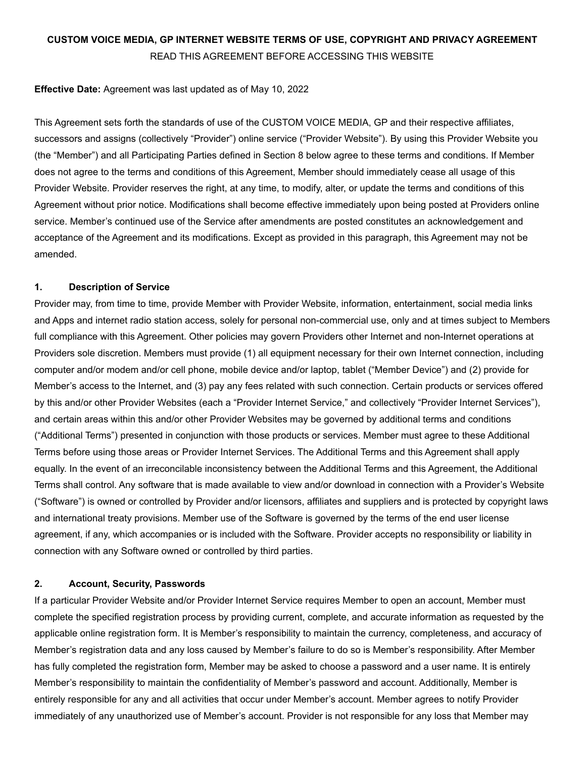**CUSTOM VOICE MEDIA, GP INTERNET WEBSITE TERMS OF USE, COPYRIGHT AND PRIVACY AGREEMENT**

READ THIS AGREEMENT BEFORE ACCESSING THIS WEBSITE

**Effective Date:** Agreement was last updated as of May 10, 2022

This Agreement sets forth the standards of use of the CUSTOM VOICE MEDIA, GP and their respective affiliates, successors and assigns (collectively "Provider") online service ("Provider Website"). By using this Provider Website you (the "Member") and all Participating Parties defined in Section 8 below agree to these terms and conditions. If Member does not agree to the terms and conditions of this Agreement, Member should immediately cease all usage of this Provider Website. Provider reserves the right, at any time, to modify, alter, or update the terms and conditions of this Agreement without prior notice. Modifications shall become effective immediately upon being posted at Providers online service. Member's continued use of the Service after amendments are posted constitutes an acknowledgement and acceptance of the Agreement and its modifications. Except as provided in this paragraph, this Agreement may not be amended.

**1. Description of Service**

Provider may, from time to time, provide Member with Provider Website, information, entertainment, social media links and Apps and internet radio station access, solely for personal non-commercial use, only and at times subject to Members full compliance with this Agreement. Other policies may govern Providers other Internet and non-Internet operations at Providers sole discretion. Members must provide (1) all equipment necessary for their own Internet connection, including computer and/or modem and/or cell phone, mobile device and/or laptop, tablet ("Member Device") and (2) provide for Member's access to the Internet, and (3) pay any fees related with such connection. Certain products or services offered by this and/or other Provider Websites (each a "Provider Internet Service," and collectively "Provider Internet Services"), and certain areas within this and/or other Provider Websites may be governed by additional terms and conditions ("Additional Terms") presented in conjunction with those products or services. Member must agree to these Additional Terms before using those areas or Provider Internet Services. The Additional Terms and this Agreement shall apply equally. In the event of an irreconcilable inconsistency between the Additional Terms and this Agreement, the Additional Terms shall control. Any software that is made available to view and/or download in connection with a Provider's Website ("Software") is owned or controlled by Provider and/or licensors, affiliates and suppliers and is protected by copyright laws and international treaty provisions. Member use of the Software is governed by the terms of the end user license agreement, if any, which accompanies or is included with the Software. Provider accepts no responsibility or liability in connection with any Software owned or controlled by third parties.

**2. Account, Security, Passwords**

If a particular Provider Website and/or Provider Internet Service requires Member to open an account, Member must complete the specified registration process by providing current, complete, and accurate information as requested by the applicable online registration form. It is Member's responsibility to maintain the currency, completeness, and accuracy of Member's registration data and any loss caused by Member's failure to do so is Member's responsibility. After Member has fully completed the registration form, Member may be asked to choose a password and a user name. It is entirely Member's responsibility to maintain the confidentiality of Member's password and account. Additionally, Member is entirely responsible for any and all activities that occur under Member's account. Member agrees to notify Provider immediately of any unauthorized use of Member's account. Provider is not responsible for any loss that Member may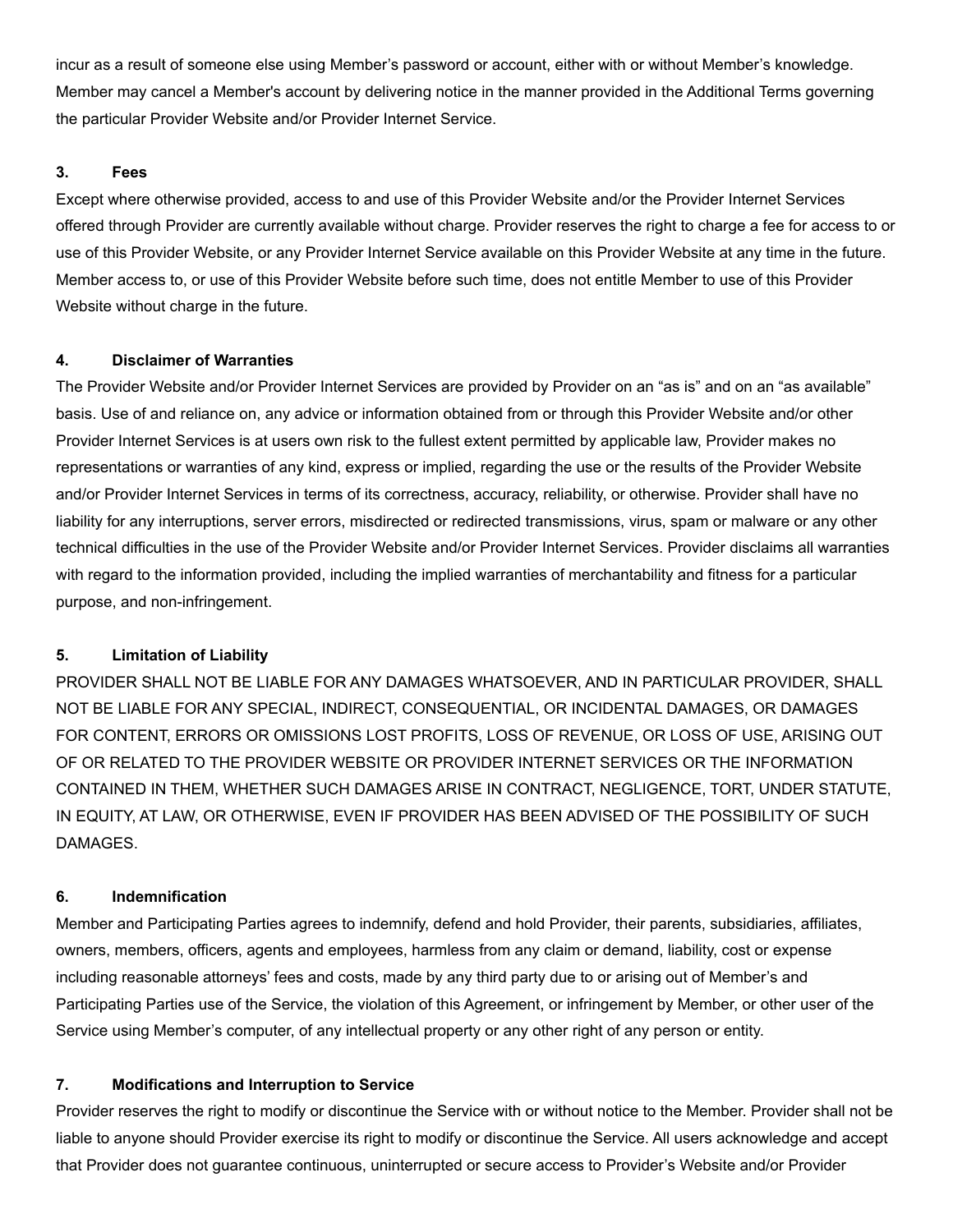incur as a result of someone else using Member's password or account, either with or without Member's knowledge. Member may cancel a Member's account by delivering notice in the manner provided in the Additional Terms governing the particular Provider Website and/or Provider Internet Service.

### 3. Fees

Except where otherwise provided, access to and use of this Provider Website and/or the Provider Internet Services offered through Provider are currently available without charge. Provider reserves the right to charge a fee for access to or use of this Provider Website, or any Provider Internet Service available on this Provider Website at any time in the future. Member access to, or use of this Provider Website before such time, does not entitle Member to use of this Provider Website without charge in the future.

### 4. Disclaimer of Warranties

The Provider Website and/or Provider Internet Services are provided by Provider on an "as is" and on an "as available" basis. Use of and reliance on, any advice or information obtained from or through this Provider Website and/or other Provider Internet Services is at users own risk to the fullest extent permitted by applicable law, Provider makes no representations or warranties of any kind, express or implied, regarding the use or the results of the Provider Website and/or Provider Internet Services in terms of its correctness, accuracy, reliability, or otherwise. Provider shall have no liability for any interruptions, server errors, misdirected or redirected transmissions, virus, spam or malware or any other technical difficulties in the use of the Provider Website and/or Provider Internet Services. Provider disclaims all warranties with regard to the information provided, including the implied warranties of merchantability and fitness for a particular purpose, and non-infringement.

### 5. Limitation of Liability

PROVIDER SHALL NOT BE LIABLE FOR ANY DAMAGES WHATSOEVER, AND IN PARTICULAR PROVIDER, SHALL NOT BE LIABLE FOR ANY SPECIAL, INDIRECT, CONSEQUENTIAL, OR INCIDENTAL DAMAGES, OR DAMAGES FOR CONTENT, ERRORS OR OMISSIONS LOST PROFITS, LOSS OF REVENUE, OR LOSS OF USE, ARISING OUT OF OR RELATED TO THE PROVIDER WEBSITE OR PROVIDER INTERNET SERVICES OR THE INFORMATION CONTAINED IN THEM, WHETHER SUCH DAMAGES ARISE IN CONTRACT, NEGLIGENCE, TORT, UNDER STATUTE, IN EQUITY, AT LAW, OR OTHERWISE, EVEN IF PROVIDER HAS BEEN ADVISED OF THE POSSIBILITY OF SUCH DAMAGES.

### 6. Indemnification

Member and Participating Parties agrees to indemnify, defend and hold Provider, their parents, subsidiaries, affiliates, owners, members, officers, agents and employees, harmless from any claim or demand, liability, cost or expense including reasonable attorneys' fees and costs, made by any third party due to or arising out of Member's and Participating Parties use of the Service, the violation of this Agreement, or infringement by Member, or other user of the Service using Member's computer, of any intellectual property or any other right of any person or entity.

### 7. Modifications and Interruption to Service

Provider reserves the right to modify or discontinue the Service with or without notice to the Member. Provider shall not be liable to anyone should Provider exercise its right to modify or discontinue the Service. All users acknowledge and accept that Provider does not guarantee continuous, uninterrupted or secure access to Provider's Website and/or Provider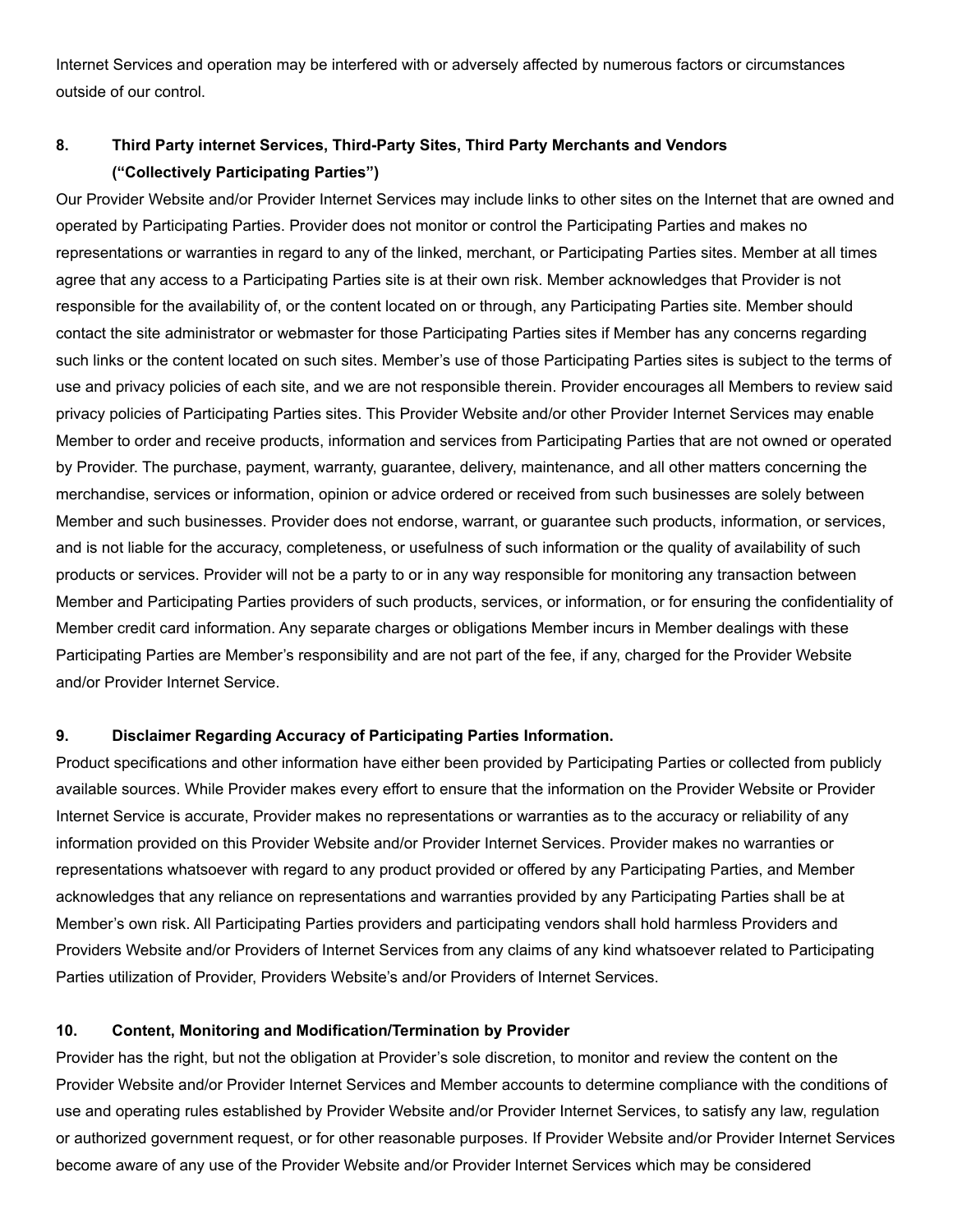Internet Services and operation may be interfered with or adversely affected by numerous factors or circumstances outside of our control.

## 8. Third Party internet Services, Third-Party Sites, Third Party Merchants and Vendors ("Collectively Participating Parties")

Our Provider Website and/or Provider Internet Services may include links to other sites on the Internet that are owned and operated by Participating Parties. Provider does not monitor or control the Participating Parties and makes no representations or warranties in regard to any of the linked, merchant, or Participating Parties sites. Member at all times agree that any access to a Participating Parties site is at their own risk. Member acknowledges that Provider is not responsible for the availability of, or the content located on or through, any Participating Parties site. Member should contact the site administrator or webmaster for those Participating Parties sites if Member has any concerns regarding such links or the content located on such sites. Member's use of those Participating Parties sites is subject to the terms of use and privacy policies of each site, and we are not responsible therein. Provider encourages all Members to review said privacy policies of Participating Parties sites. This Provider Website and/or other Provider Internet Services may enable Member to order and receive products, information and services from Participating Parties that are not owned or operated by Provider. The purchase, payment, warranty, guarantee, delivery, maintenance, and all other matters concerning the merchandise, services or information, opinion or advice ordered or received from such businesses are solely between Member and such businesses. Provider does not endorse, warrant, or guarantee such products, information, or services, and is not liable for the accuracy, completeness, or usefulness of such information or the quality of availability of such products or services. Provider will not be a party to or in any way responsible for monitoring any transaction between Member and Participating Parties providers of such products, services, or information, or for ensuring the confidentiality of Member credit card information. Any separate charges or obligations Member incurs in Member dealings with these Participating Parties are Member's responsibility and are not part of the fee, if any, charged for the Provider Website and/or Provider Internet Service.

## 9. Disclaimer Regarding Accuracy of Participating Parties Information.

Product specifications and other information have either been provided by Participating Parties or collected from publicly available sources. While Provider makes every effort to ensure that the information on the Provider Website or Provider Internet Service is accurate, Provider makes no representations or warranties as to the accuracy or reliability of any information provided on this Provider Website and/or Provider Internet Services. Provider makes no warranties or representations whatsoever with regard to any product provided or offered by any Participating Parties, and Member acknowledges that any reliance on representations and warranties provided by any Participating Parties shall be at Member's own risk. All Participating Parties providers and participating vendors shall hold harmless Providers and Providers Website and/or Providers of Internet Services from any claims of any kind whatsoever related to Participating Parties utilization of Provider, Providers Website's and/or Providers of Internet Services.

## 10. Content, Monitoring and Modification/Termination by Provider

Provider has the right, but not the obligation at Provider's sole discretion, to monitor and review the content on the Provider Website and/or Provider Internet Services and Member accounts to determine compliance with the conditions of use and operating rules established by Provider Website and/or Provider Internet Services, to satisfy any law, regulation or authorized government request, or for other reasonable purposes. If Provider Website and/or Provider Internet Services become aware of any use of the Provider Website and/or Provider Internet Services which may be considered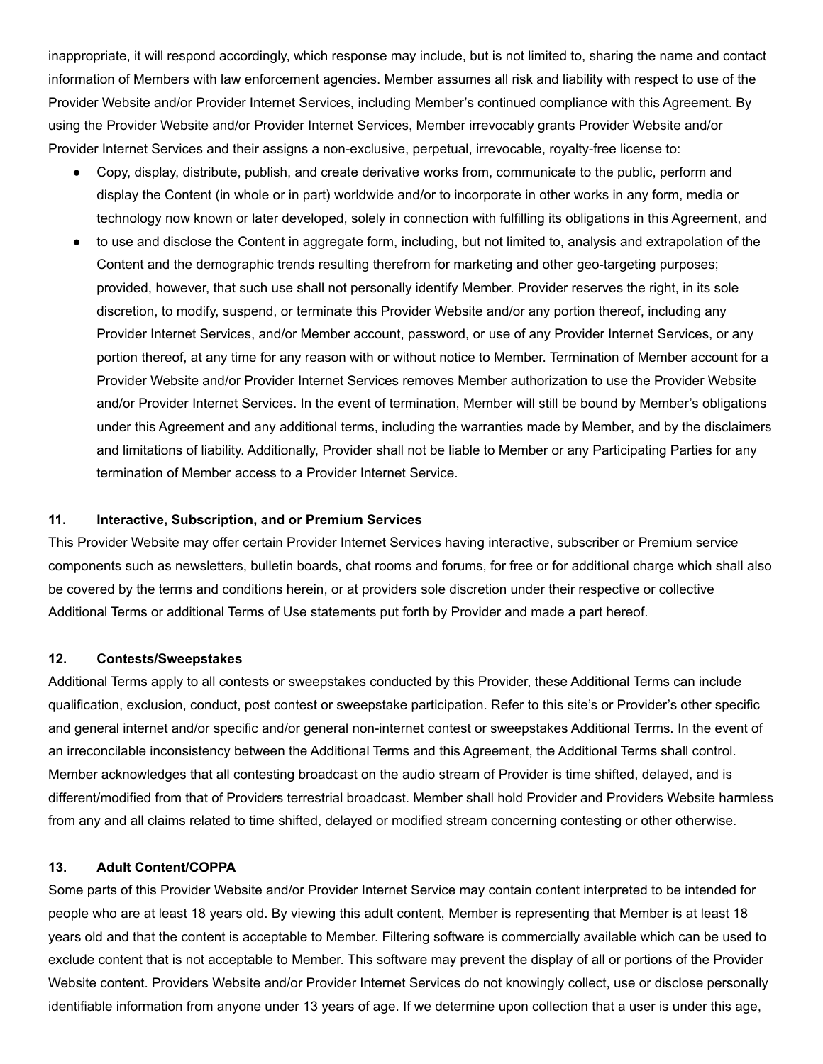inappropriate, it will respond accordingly, which response may include, but is not limited to, sharing the name and contact information of Members with law enforcement agencies. Member assumes all risk and liability with respect to use of the Provider Website and/or Provider Internet Services, including Member's continued compliance with this Agreement. By using the Provider Website and/or Provider Internet Services, Member irrevocably grants Provider Website and/or Provider Internet Services and their assigns a non-exclusive, perpetual, irrevocable, royalty-free license to:

- Copy, display, distribute, publish, and create derivative works from, communicate to the public, perform and display the Content (in whole or in part) worldwide and/or to incorporate in other works in any form, media or technology now known or later developed, solely in connection with fulfilling its obligations in this Agreement, and
- to use and disclose the Content in aggregate form, including, but not limited to, analysis and extrapolation of the Content and the demographic trends resulting therefrom for marketing and other geo-targeting purposes; provided, however, that such use shall not personally identify Member. Provider reserves the right, in its sole discretion, to modify, suspend, or terminate this Provider Website and/or any portion thereof, including any Provider Internet Services, and/or Member account, password, or use of any Provider Internet Services, or any portion thereof, at any time for any reason with or without notice to Member. Termination of Member account for a Provider Website and/or Provider Internet Services removes Member authorization to use the Provider Website and/or Provider Internet Services. In the event of termination, Member will still be bound by Member's obligations under this Agreement and any additional terms, including the warranties made by Member, and by the disclaimers and limitations of liability. Additionally, Provider shall not be liable to Member or any Participating Parties for any termination of Member access to a Provider Internet Service.

**11. Interactive, Subscription, and or Premium Services**

This Provider Website may offer certain Provider Internet Services having interactive, subscriber or Premium service components such as newsletters, bulletin boards, chat rooms and forums, for free or for additional charge which shall also be covered by the terms and conditions herein, or at providers sole discretion under their respective or collective Additional Terms or additional Terms of Use statements put forth by Provider and made a part hereof.

**12. Contests/Sweepstakes**

Additional Terms apply to all contests or sweepstakes conducted by this Provider, these Additional Terms can include qualification, exclusion, conduct, post contest or sweepstake participation. Refer to this site's or Provider's other specific and general internet and/or specific and/or general non-internet contest or sweepstakes Additional Terms. In the event of an irreconcilable inconsistency between the Additional Terms and this Agreement, the Additional Terms shall control. Member acknowledges that all contesting broadcast on the audio stream of Provider is time shifted, delayed, and is different/modified from that of Providers terrestrial broadcast. Member shall hold Provider and Providers Website harmless from any and all claims related to time shifted, delayed or modified stream concerning contesting or other otherwise.

**13. Adult Content/COPPA**

Some parts of this Provider Website and/or Provider Internet Service may contain content interpreted to be intended for people who are at least 18 years old. By viewing this adult content, Member is representing that Member is at least 18 years old and that the content is acceptable to Member. Filtering software is commercially available which can be used to exclude content that is not acceptable to Member. This software may prevent the display of all or portions of the Provider Website content. Providers Website and/or Provider Internet Services do not knowingly collect, use or disclose personally identifiable information from anyone under 13 years of age. If we determine upon collection that a user is under this age,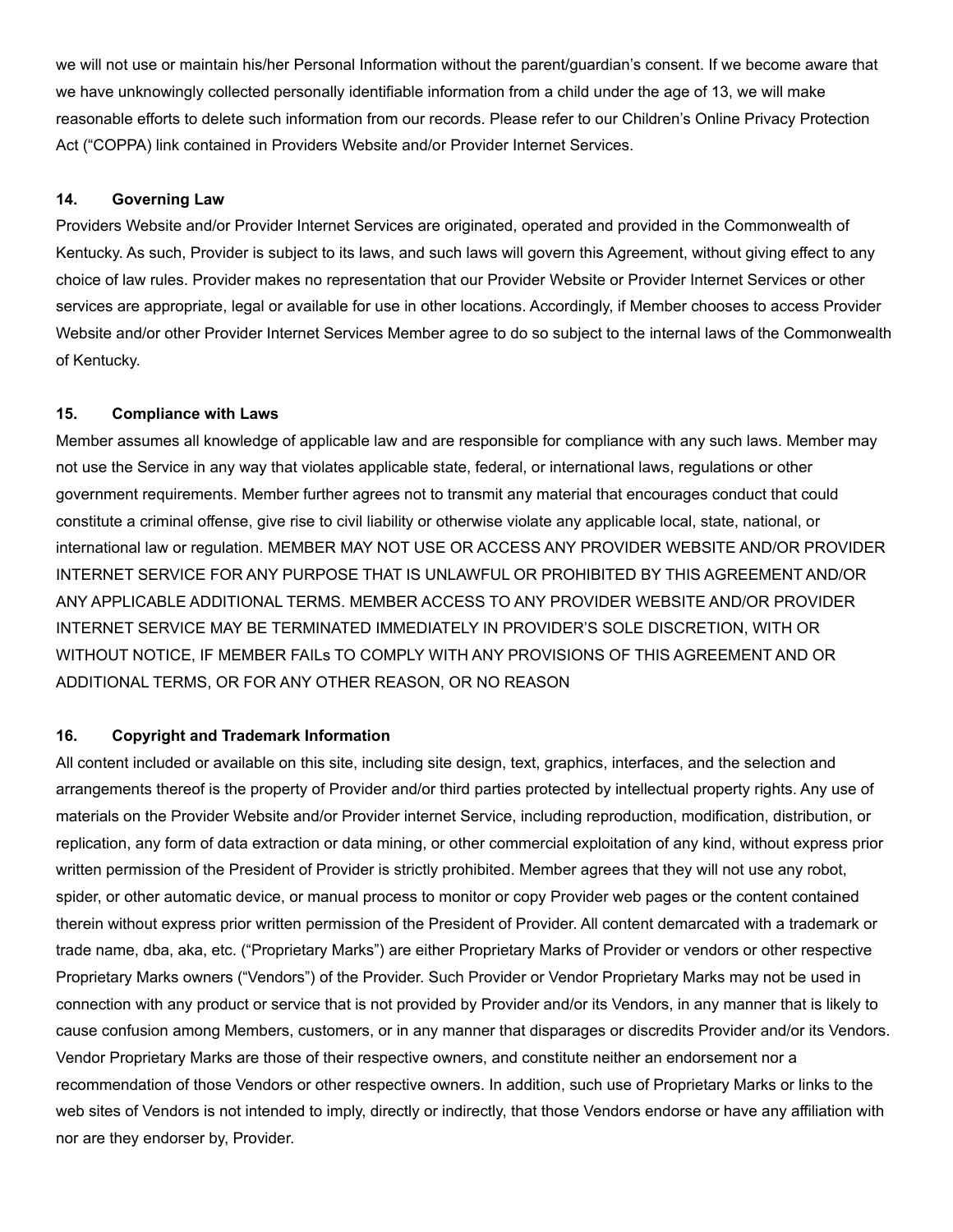we will not use or maintain his/her Personal Information without the parent/guardian's consent. If we become aware that we have unknowingly collected personally identifiable information from a child under the age of 13, we will make reasonable efforts to delete such information from our records. Please refer to our Children's Online Privacy Protection Act ("COPPA) link contained in Providers Website and/or Provider Internet Services.

### 14. Governing Law

Providers Website and/or Provider Internet Services are originated, operated and provided in the Commonwealth of Kentucky. As such, Provider is subject to its laws, and such laws will govern this Agreement, without giving effect to any choice of law rules. Provider makes no representation that our Provider Website or Provider Internet Services or other services are appropriate, legal or available for use in other locations. Accordingly, if Member chooses to access Provider Website and/or other Provider Internet Services Member agree to do so subject to the internal laws of the Commonwealth of Kentucky.

### 15. Compliance with Laws

Member assumes all knowledge of applicable law and are responsible for compliance with any such laws. Member may not use the Service in any way that violates applicable state, federal, or international laws, regulations or other government requirements. Member further agrees not to transmit any material that encourages conduct that could constitute a criminal offense, give rise to civil liability or otherwise violate any applicable local, state, national, or international law or regulation. MEMBER MAY NOT USE OR ACCESS ANY PROVIDER WEBSITE AND/OR PROVIDER INTERNET SERVICE FOR ANY PURPOSE THAT IS UNLAWFUL OR PROHIBITED BY THIS AGREEMENT AND/OR ANY APPLICABLE ADDITIONAL TERMS. MEMBER ACCESS TO ANY PROVIDER WEBSITE AND/OR PROVIDER INTERNET SERVICE MAY BE TERMINATED IMMEDIATELY IN PROVIDER'S SOLE DISCRETION, WITH OR WITHOUT NOTICE, IF MEMBER FAILs TO COMPLY WITH ANY PROVISIONS OF THIS AGREEMENT AND OR ADDITIONAL TERMS, OR FOR ANY OTHER REASON, OR NO REASON

### 16. Copyright and Trademark Information

All content included or available on this site, including site design, text, graphics, interfaces, and the selection and arrangements thereof is the property of Provider and/or third parties protected by intellectual property rights. Any use of materials on the Provider Website and/or Provider internet Service, including reproduction, modification, distribution, or replication, any form of data extraction or data mining, or other commercial exploitation of any kind, without express prior written permission of the President of Provider is strictly prohibited. Member agrees that they will not use any robot, spider, or other automatic device, or manual process to monitor or copy Provider web pages or the content contained therein without express prior written permission of the President of Provider. All content demarcated with a trademark or trade name, dba, aka, etc. ("Proprietary Marks") are either Proprietary Marks of Provider or vendors or other respective Proprietary Marks owners ("Vendors") of the Provider. Such Provider or Vendor Proprietary Marks may not be used in connection with any product or service that is not provided by Provider and/or its Vendors, in any manner that is likely to cause confusion among Members, customers, or in any manner that disparages or discredits Provider and/or its Vendors. Vendor Proprietary Marks are those of their respective owners, and constitute neither an endorsement nor a recommendation of those Vendors or other respective owners. In addition, such use of Proprietary Marks or links to the web sites of Vendors is not intended to imply, directly or indirectly, that those Vendors endorse or have any affiliation with nor are they endorser by, Provider.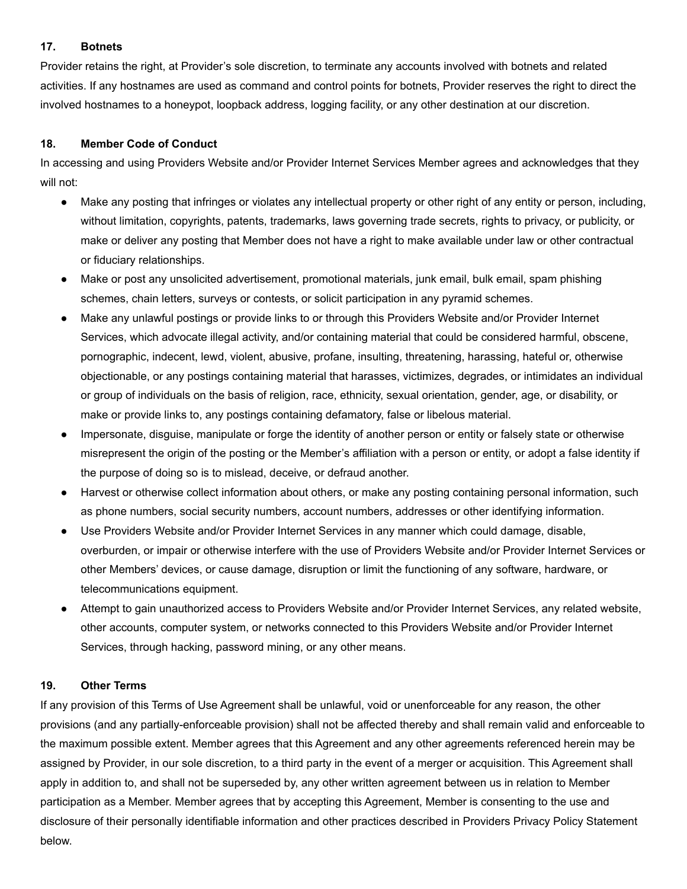### 17. Botnets

Provider retains the right, at Provider's sole discretion, to terminate any accounts involved with botnets and related activities. If any hostnames are used as command and control points for botnets, Provider reserves the right to direct the involved hostnames to a honeypot, loopback address, logging facility, or any other destination at our discretion.

### 18. Member Code of Conduct

In accessing and using Providers Website and/or Provider Internet Services Member agrees and acknowledges that they will not:

- Make any posting that infringes or violates any intellectual property or other right of any entity or person, including, without limitation, copyrights, patents, trademarks, laws governing trade secrets, rights to privacy, or publicity, or make or deliver any posting that Member does not have a right to make available under law or other contractual or fiduciary relationships.
- Make or post any unsolicited advertisement, promotional materials, junk email, bulk email, spam phishing schemes, chain letters, surveys or contests, or solicit participation in any pyramid schemes.
- Make any unlawful postings or provide links to or through this Providers Website and/or Provider Internet Services, which advocate illegal activity, and/or containing material that could be considered harmful, obscene, pornographic, indecent, lewd, violent, abusive, profane, insulting, threatening, harassing, hateful or, otherwise objectionable, or any postings containing material that harasses, victimizes, degrades, or intimidates an individual or group of individuals on the basis of religion, race, ethnicity, sexual orientation, gender, age, or disability, or make or provide links to, any postings containing defamatory, false or libelous material.
- Impersonate, disguise, manipulate or forge the identity of another person or entity or falsely state or otherwise misrepresent the origin of the posting or the Member's affiliation with a person or entity, or adopt a false identity if the purpose of doing so is to mislead, deceive, or defraud another.
- Harvest or otherwise collect information about others, or make any posting containing personal information, such as phone numbers, social security numbers, account numbers, addresses or other identifying information.
- Use Providers Website and/or Provider Internet Services in any manner which could damage, disable, overburden, or impair or otherwise interfere with the use of Providers Website and/or Provider Internet Services or other Members' devices, or cause damage, disruption or limit the functioning of any software, hardware, or telecommunications equipment.
- Attempt to gain unauthorized access to Providers Website and/or Provider Internet Services, any related website, other accounts, computer system, or networks connected to this Providers Website and/or Provider Internet Services, through hacking, password mining, or any other means.

### 19. Other Terms

If any provision of this Terms of Use Agreement shall be unlawful, void or unenforceable for any reason, the other provisions (and any partially-enforceable provision) shall not be affected thereby and shall remain valid and enforceable to the maximum possible extent. Member agrees that this Agreement and any other agreements referenced herein may be assigned by Provider, in our sole discretion, to a third party in the event of a merger or acquisition. This Agreement shall apply in addition to, and shall not be superseded by, any other written agreement between us in relation to Member participation as a Member. Member agrees that by accepting this Agreement, Member is consenting to the use and disclosure of their personally identifiable information and other practices described in Providers Privacy Policy Statement below.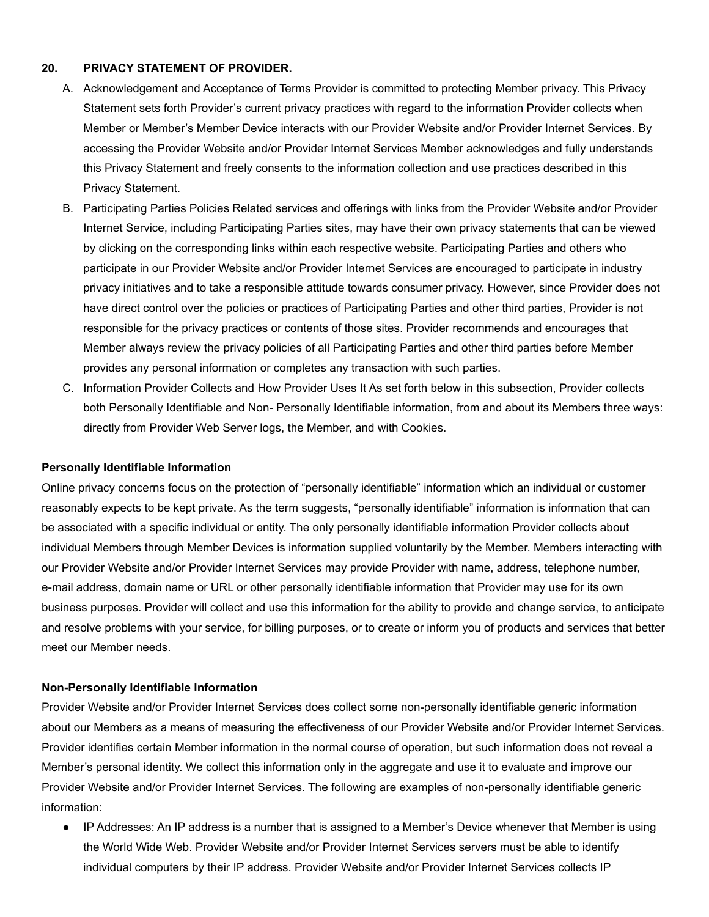## 20. PRIVACY STATEMENT OF PROVIDER.

A. Acknowledgement and Acceptance of Terms Provider is committed to protecting Member privacy. This Privacy Statement sets forth Provider's current privacy practices with regard to the information Provider collects when Member or Member's Member Device interacts with our Provider Website and/or Provider Internet Services. By accessing the Provider Website and/or Provider Internet Services Member acknowledges and fully understands this Privacy Statement and freely consents to the information collection and use practices described in this Privacy Statement.

B. Participating Parties Policies Related services and offerings with links from the Provider Website and/or Provider Internet Service, including Participating Parties sites, may have their own privacy statements that can be viewed by clicking on the corresponding links within each respective website. Participating Parties and others who participate in our Provider Website and/or Provider Internet Services are encouraged to participate in industry privacy initiatives and to take a responsible attitude towards consumer privacy. However, since Provider does not have direct control over the policies or practices of Participating Parties and other third parties, Provider is not responsible for the privacy practices or contents of those sites. Provider recommends and encourages that Member always review the privacy policies of all Participating Parties and other third parties before Member provides any personal information or completes any transaction with such parties.

C. Information Provider Collects and How Provider Uses It As set forth below in this subsection, Provider collects both Personally Identifiable and Non- Personally Identifiable information, from and about its Members three ways: directly from Provider Web Server logs, the Member, and with Cookies.

**Personally Identifiable Information**

Online privacy concerns focus on the protection of "personally identifiable" information which an individual or customer reasonably expects to be kept private. As the term suggests, "personally identifiable" information is information that can be associated with a specific individual or entity. The only personally identifiable information Provider collects about individual Members through Member Devices is information supplied voluntarily by the Member. Members interacting with our Provider Website and/or Provider Internet Services may provide Provider with name, address, telephone number, e-mail address, domain name or URL or other personally identifiable information that Provider may use for its own business purposes. Provider will collect and use this information for the ability to provide and change service, to anticipate and resolve problems with your service, for billing purposes, or to create or inform you of products and services that better meet our Member needs.

**Non-Personally Identifiable Information**

Provider Website and/or Provider Internet Services does collect some non-personally identifiable generic information about our Members as a means of measuring the effectiveness of our Provider Website and/or Provider Internet Services. Provider identifies certain Member information in the normal course of operation, but such information does not reveal a Member's personal identity. We collect this information only in the aggregate and use it to evaluate and improve our Provider Website and/or Provider Internet Services. The following are examples of non-personally identifiable generic information:

- IP Addresses: An IP address is a number that is assigned to a Member's Device whenever that Member is using the World Wide Web. Provider Website and/or Provider Internet Services servers must be able to identify individual computers by their IP address. Provider Website and/or Provider Internet Services collects IP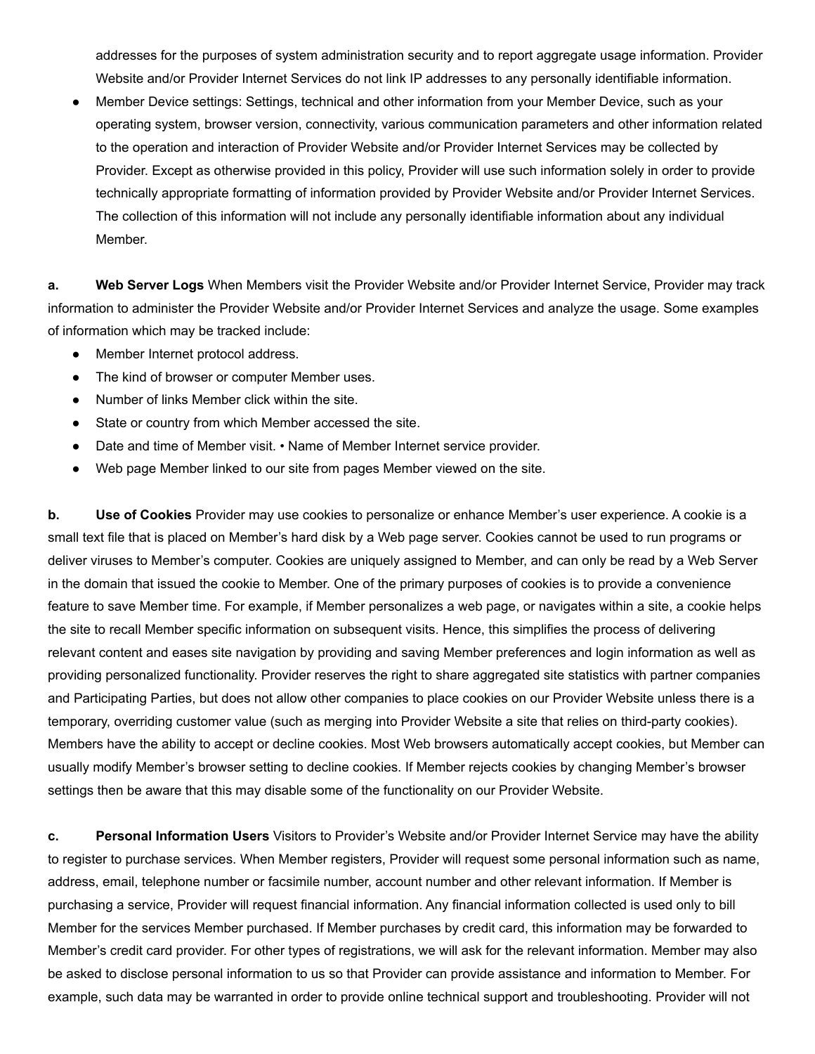addresses for the purposes of system administration security and to report aggregate usage information. Provider Website and/or Provider Internet Services do not link IP addresses to any personally identifiable information.

- Member Device settings: Settings, technical and other information from your Member Device, such as your operating system, browser version, connectivity, various communication parameters and other information related to the operation and interaction of Provider Website and/or Provider Internet Services may be collected by Provider. Except as otherwise provided in this policy, Provider will use such information solely in order to provide technically appropriate formatting of information provided by Provider Website and/or Provider Internet Services. The collection of this information will not include any personally identifiable information about any individual Member.

**a. Web Server Logs** When Members visit the Provider Website and/or Provider Internet Service, Provider may track information to administer the Provider Website and/or Provider Internet Services and analyze the usage. Some examples of information which may be tracked include:

- Member Internet protocol address.
- The kind of browser or computer Member uses.
- Number of links Member click within the site.
- State or country from which Member accessed the site.
- Date and time of Member visit. • Name of Member Internet service provider.
- Web page Member linked to our site from pages Member viewed on the site.

**b. Use of Cookies** Provider may use cookies to personalize or enhance Member's user experience. A cookie is a small text file that is placed on Member's hard disk by a Web page server. Cookies cannot be used to run programs or deliver viruses to Member's computer. Cookies are uniquely assigned to Member, and can only be read by a Web Server in the domain that issued the cookie to Member. One of the primary purposes of cookies is to provide a convenience feature to save Member time. For example, if Member personalizes a web page, or navigates within a site, a cookie helps the site to recall Member specific information on subsequent visits. Hence, this simplifies the process of delivering relevant content and eases site navigation by providing and saving Member preferences and login information as well as providing personalized functionality. Provider reserves the right to share aggregated site statistics with partner companies and Participating Parties, but does not allow other companies to place cookies on our Provider Website unless there is a temporary, overriding customer value (such as merging into Provider Website a site that relies on third-party cookies). Members have the ability to accept or decline cookies. Most Web browsers automatically accept cookies, but Member can usually modify Member's browser setting to decline cookies. If Member rejects cookies by changing Member's browser settings then be aware that this may disable some of the functionality on our Provider Website.

**c. Personal Information Users** Visitors to Provider's Website and/or Provider Internet Service may have the ability to register to purchase services. When Member registers, Provider will request some personal information such as name, address, email, telephone number or facsimile number, account number and other relevant information. If Member is purchasing a service, Provider will request financial information. Any financial information collected is used only to bill Member for the services Member purchased. If Member purchases by credit card, this information may be forwarded to Member's credit card provider. For other types of registrations, we will ask for the relevant information. Member may also be asked to disclose personal information to us so that Provider can provide assistance and information to Member. For example, such data may be warranted in order to provide online technical support and troubleshooting. Provider will not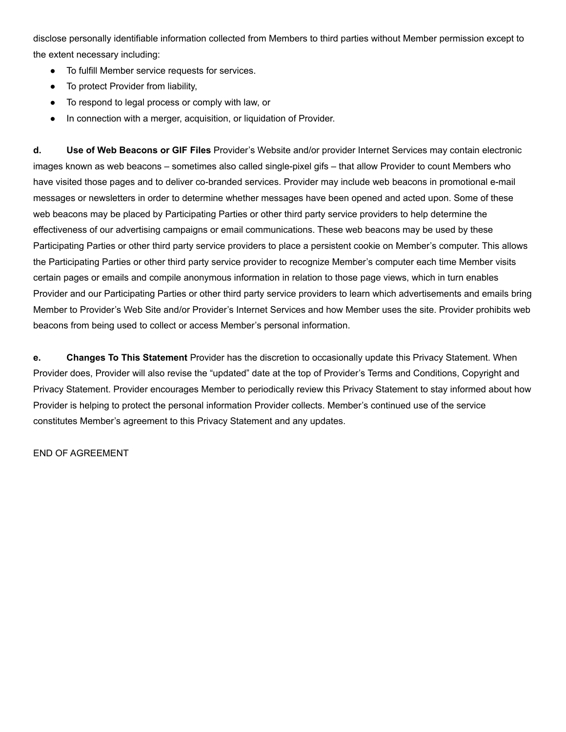disclose personally identifiable information collected from Members to third parties without Member permission except to the extent necessary including:

- To fulfill Member service requests for services.
- To protect Provider from liability,
- To respond to legal process or comply with law, or
- In connection with a merger, acquisition, or liquidation of Provider.

**d. Use of Web Beacons or GIF Files** Provider's Website and/or provider Internet Services may contain electronic images known as web beacons – sometimes also called single-pixel gifs – that allow Provider to count Members who have visited those pages and to deliver co-branded services. Provider may include web beacons in promotional e-mail messages or newsletters in order to determine whether messages have been opened and acted upon. Some of these web beacons may be placed by Participating Parties or other third party service providers to help determine the effectiveness of our advertising campaigns or email communications. These web beacons may be used by these Participating Parties or other third party service providers to place a persistent cookie on Member's computer. This allows the Participating Parties or other third party service provider to recognize Member's computer each time Member visits certain pages or emails and compile anonymous information in relation to those page views, which in turn enables Provider and our Participating Parties or other third party service providers to learn which advertisements and emails bring Member to Provider's Web Site and/or Provider's Internet Services and how Member uses the site. Provider prohibits web beacons from being used to collect or access Member's personal information.

**e. Changes To This Statement** Provider has the discretion to occasionally update this Privacy Statement. When Provider does, Provider will also revise the "updated" date at the top of Provider's Terms and Conditions, Copyright and Privacy Statement. Provider encourages Member to periodically review this Privacy Statement to stay informed about how Provider is helping to protect the personal information Provider collects. Member's continued use of the service constitutes Member's agreement to this Privacy Statement and any updates.

END OF AGREEMENT